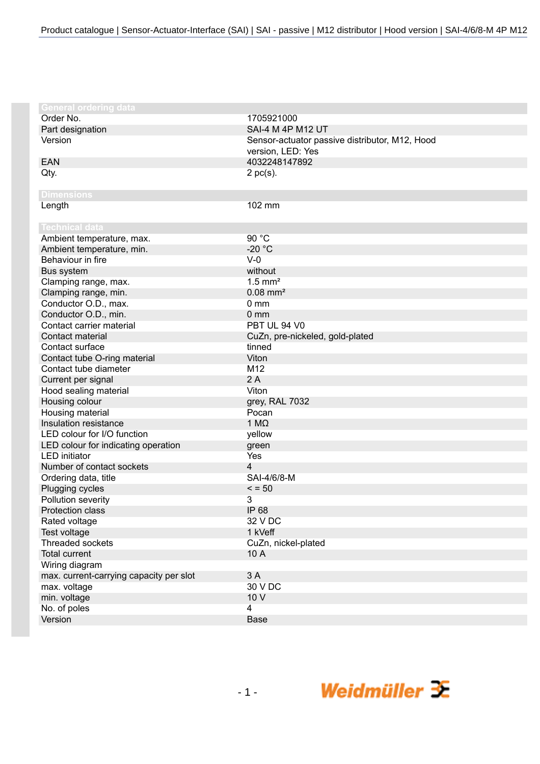## General ordering data

| | |
|---|---|
| Order No. | 1705921000 |
| Part designation | SAI-4 M 4P M12 UT |
| Version | Sensor-actuator passive distributor, M12, Hood version, LED: Yes |
| EAN | 4032248147892 |
| Qty. | 2 pc(s). |

## Dimensions

| | |
|---|---|
| Length | 102 mm |

## Technical data

| | |
|---|---|
| Ambient temperature, max. | 90 °C |
| Ambient temperature, min. | -20 °C |
| Behaviour in fire | V-0 |
| Bus system | without |
| Clamping range, max. | 1.5 mm² |
| Clamping range, min. | 0.08 mm² |
| Conductor O.D., max. | 0 mm |
| Conductor O.D., min. | 0 mm |
| Contact carrier material | PBT UL 94 V0 |
| Contact material | CuZn, pre-nickeled, gold-plated |
| Contact surface | tinned |
| Contact tube O-ring material | Viton |
| Contact tube diameter | M12 |
| Current per signal | 2 A |
| Hood sealing material | Viton |
| Housing colour | grey, RAL 7032 |
| Housing material | Pocan |
| Insulation resistance | 1 MΩ |
| LED colour for I/O function | yellow |
| LED colour for indicating operation | green |
| LED initiator | Yes |
| Number of contact sockets | 4 |
| Ordering data, title | SAI-4/6/8-M |
| Plugging cycles | < = 50 |
| Pollution severity | 3 |
| Protection class | IP 68 |
| Rated voltage | 32 V DC |
| Test voltage | 1 kVeff |
| Threaded sockets | CuZn, nickel-plated |
| Total current | 10 A |
| Wiring diagram | |
| max. current-carrying capacity per slot | 3 A |
| max. voltage | 30 V DC |
| min. voltage | 10 V |
| No. of poles | 4 |
| Version | Base |

Weidmüller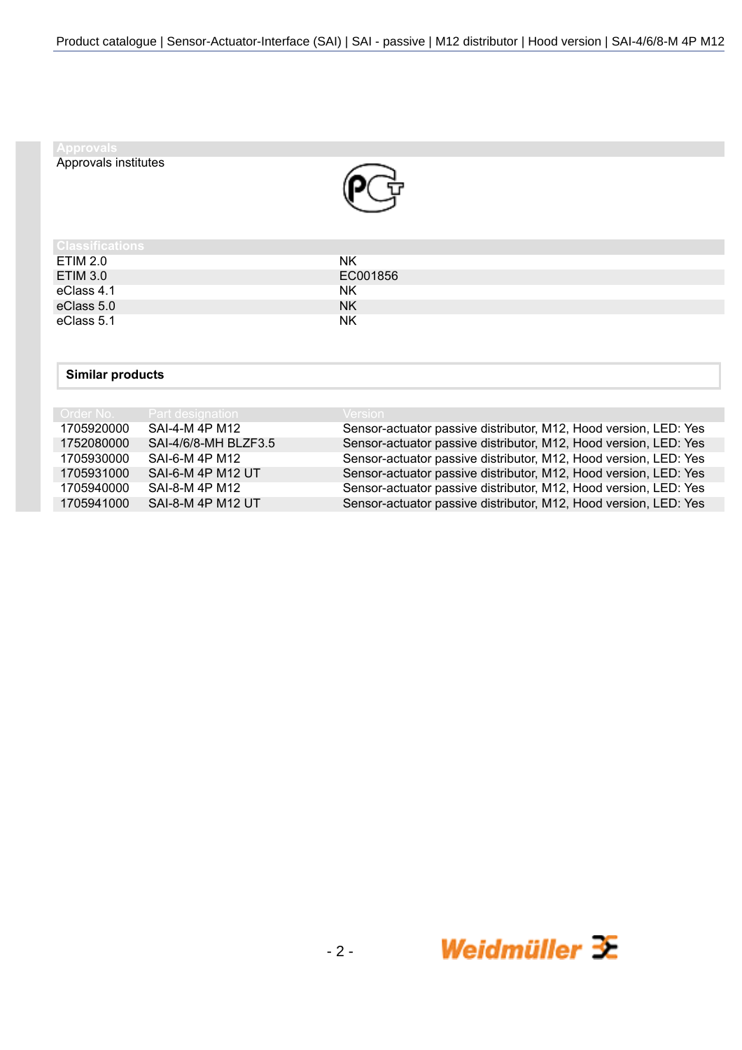## Approvals

| | |
|---|---|
| Approvals institutes | |

## Classifications

| | |
|---|---|
| ETIM 2.0 | NK |
| ETIM 3.0 | EC001856 |
| eClass 4.1 | NK |
| eClass 5.0 | NK |
| eClass 5.1 | NK |

**Similar products**

| Order No. | Part designation | Version |
|---|---|---|
| 1705920000 | SAI-4-M 4P M12 | Sensor-actuator passive distributor, M12, Hood version, LED: Yes |
| 1752080000 | SAI-4/6/8-MH BLZF3.5 | Sensor-actuator passive distributor, M12, Hood version, LED: Yes |
| 1705930000 | SAI-6-M 4P M12 | Sensor-actuator passive distributor, M12, Hood version, LED: Yes |
| 1705931000 | SAI-6-M 4P M12 UT | Sensor-actuator passive distributor, M12, Hood version, LED: Yes |
| 1705940000 | SAI-8-M 4P M12 | Sensor-actuator passive distributor, M12, Hood version, LED: Yes |
| 1705941000 | SAI-8-M 4P M12 UT | Sensor-actuator passive distributor, M12, Hood version, LED: Yes |